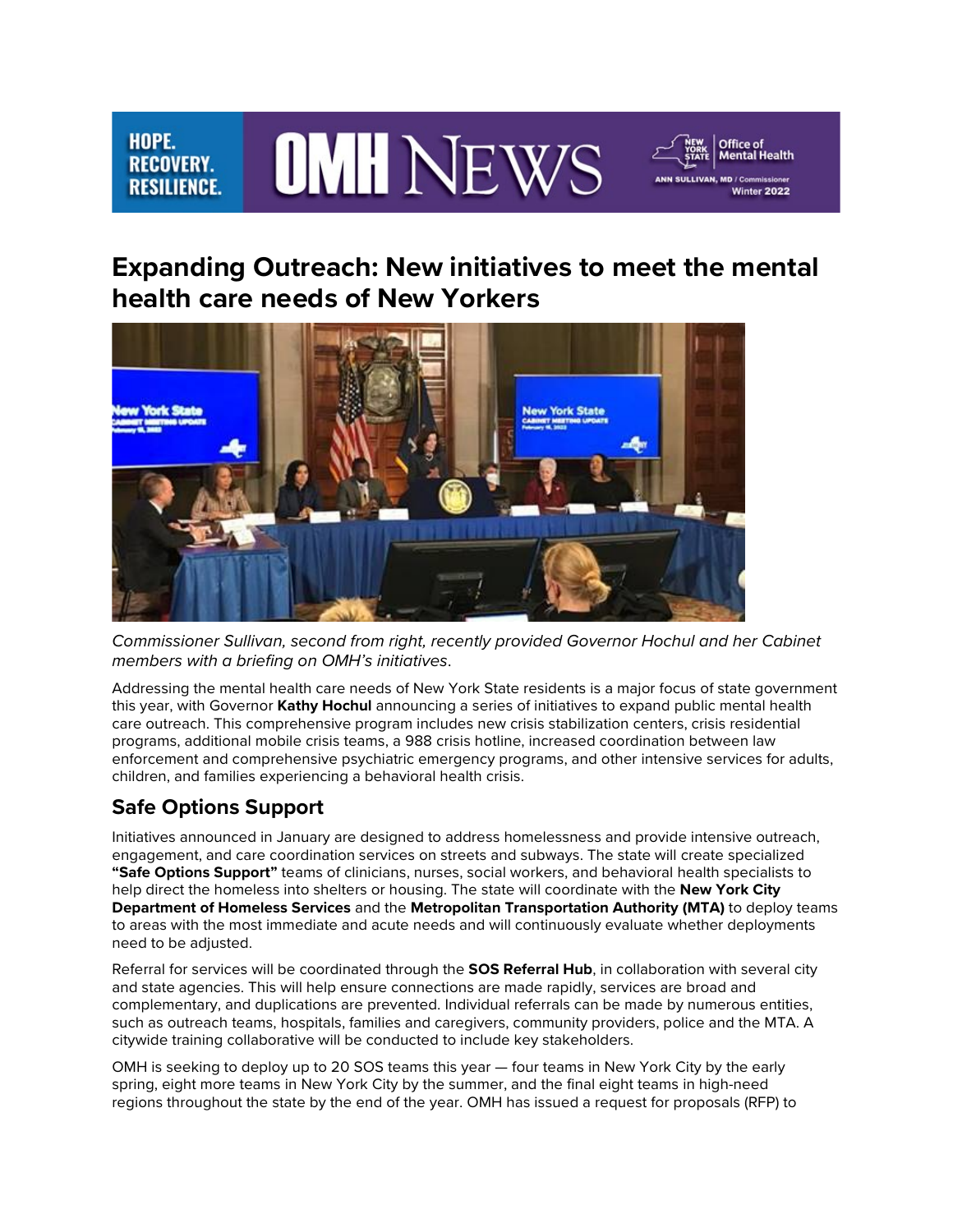# Expanding Outreach: New initiatives to meet the mental health care needs of New Yorkers

*Commissioner Sullivan, second from right, recently provided Governor Hochul and her Cabinet members with a briefing on OMH's initiatives*.

Addressing the mental health care needs of New York State residents is a major focus of state government this year, with Governor **Kathy Hochul** announcing a series of initiatives to expand public mental health care outreach. This comprehensive program includes new crisis stabilization centers, crisis residential programs, additional mobile crisis teams, a 988 crisis hotline, increased coordination between law enforcement and comprehensive psychiatric emergency programs, and other intensive services for adults, children, and families experiencing a behavioral health crisis.

## Safe Options Support

Initiatives announced in January are designed to address homelessness and provide intensive outreach, engagement, and care coordination services on streets and subways. The state will create specialized **"Safe Options Support"** teams of clinicians, nurses, social workers, and behavioral health specialists to help direct the homeless into shelters or housing. The state will coordinate with the **New York City Department of Homeless Services** and the **Metropolitan Transportation Authority (MTA)** to deploy teams to areas with the most immediate and acute needs and will continuously evaluate whether deployments need to be adjusted.

Referral for services will be coordinated through the **SOS Referral Hub**, in collaboration with several city and state agencies. This will help ensure connections are made rapidly, services are broad and complementary, and duplications are prevented. Individual referrals can be made by numerous entities, such as outreach teams, hospitals, families and caregivers, community providers, police and the MTA. A citywide training collaborative will be conducted to include key stakeholders.

OMH is seeking to deploy up to 20 SOS teams this year — four teams in New York City by the early spring, eight more teams in New York City by the summer, and the final eight teams in high-need regions throughout the state by the end of the year. OMH has issued a request for proposals (RFP) to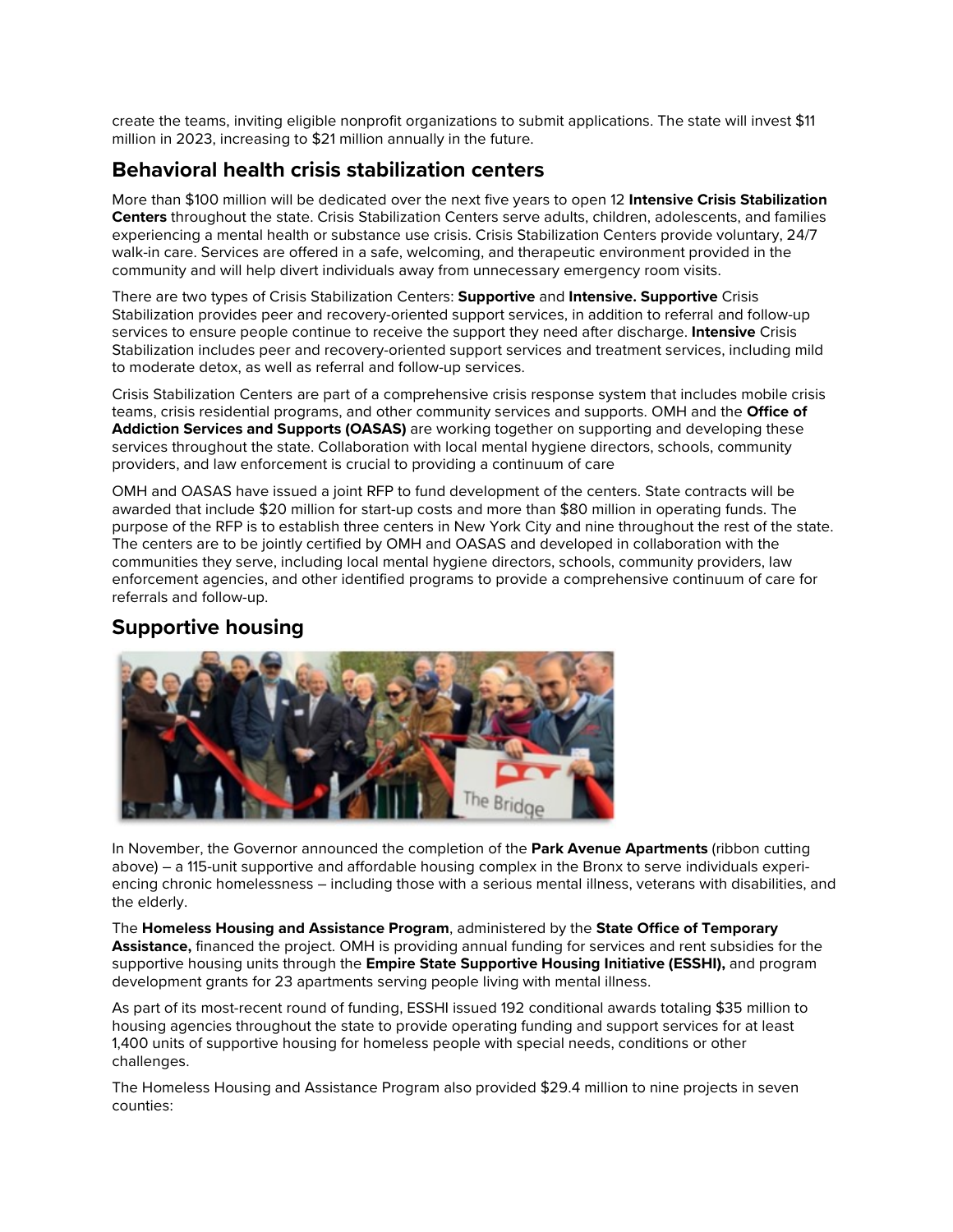create the teams, inviting eligible nonprofit organizations to submit applications. The state will invest $11 million in 2023, increasing to $21 million annually in the future.

## Behavioral health crisis stabilization centers

More than $100 million will be dedicated over the next five years to open 12 **Intensive Crisis Stabilization Centers** throughout the state. Crisis Stabilization Centers serve adults, children, adolescents, and families experiencing a mental health or substance use crisis. Crisis Stabilization Centers provide voluntary, 24/7 walk-in care. Services are offered in a safe, welcoming, and therapeutic environment provided in the community and will help divert individuals away from unnecessary emergency room visits.

There are two types of Crisis Stabilization Centers: **Supportive** and **Intensive. Supportive** Crisis Stabilization provides peer and recovery-oriented support services, in addition to referral and follow-up services to ensure people continue to receive the support they need after discharge. **Intensive** Crisis Stabilization includes peer and recovery-oriented support services and treatment services, including mild to moderate detox, as well as referral and follow-up services.

Crisis Stabilization Centers are part of a comprehensive crisis response system that includes mobile crisis teams, crisis residential programs, and other community services and supports. OMH and the **Office of Addiction Services and Supports (OASAS)** are working together on supporting and developing these services throughout the state. Collaboration with local mental hygiene directors, schools, community providers, and law enforcement is crucial to providing a continuum of care

OMH and OASAS have issued a joint RFP to fund development of the centers. State contracts will be awarded that include $20 million for start-up costs and more than $80 million in operating funds. The purpose of the RFP is to establish three centers in New York City and nine throughout the rest of the state. The centers are to be jointly certified by OMH and OASAS and developed in collaboration with the communities they serve, including local mental hygiene directors, schools, community providers, law enforcement agencies, and other identified programs to provide a comprehensive continuum of care for referrals and follow-up.

## Supportive housing

In November, the Governor announced the completion of the **Park Avenue Apartments** (ribbon cutting above) – a 115-unit supportive and affordable housing complex in the Bronx to serve individuals experiencing chronic homelessness – including those with a serious mental illness, veterans with disabilities, and the elderly.

The **Homeless Housing and Assistance Program**, administered by the **State Office of Temporary Assistance,** financed the project. OMH is providing annual funding for services and rent subsidies for the supportive housing units through the **Empire State Supportive Housing Initiative (ESSHI),** and program development grants for 23 apartments serving people living with mental illness.

As part of its most-recent round of funding, ESSHI issued 192 conditional awards totaling $35 million to housing agencies throughout the state to provide operating funding and support services for at least 1,400 units of supportive housing for homeless people with special needs, conditions or other challenges.

The Homeless Housing and Assistance Program also provided $29.4 million to nine projects in seven counties: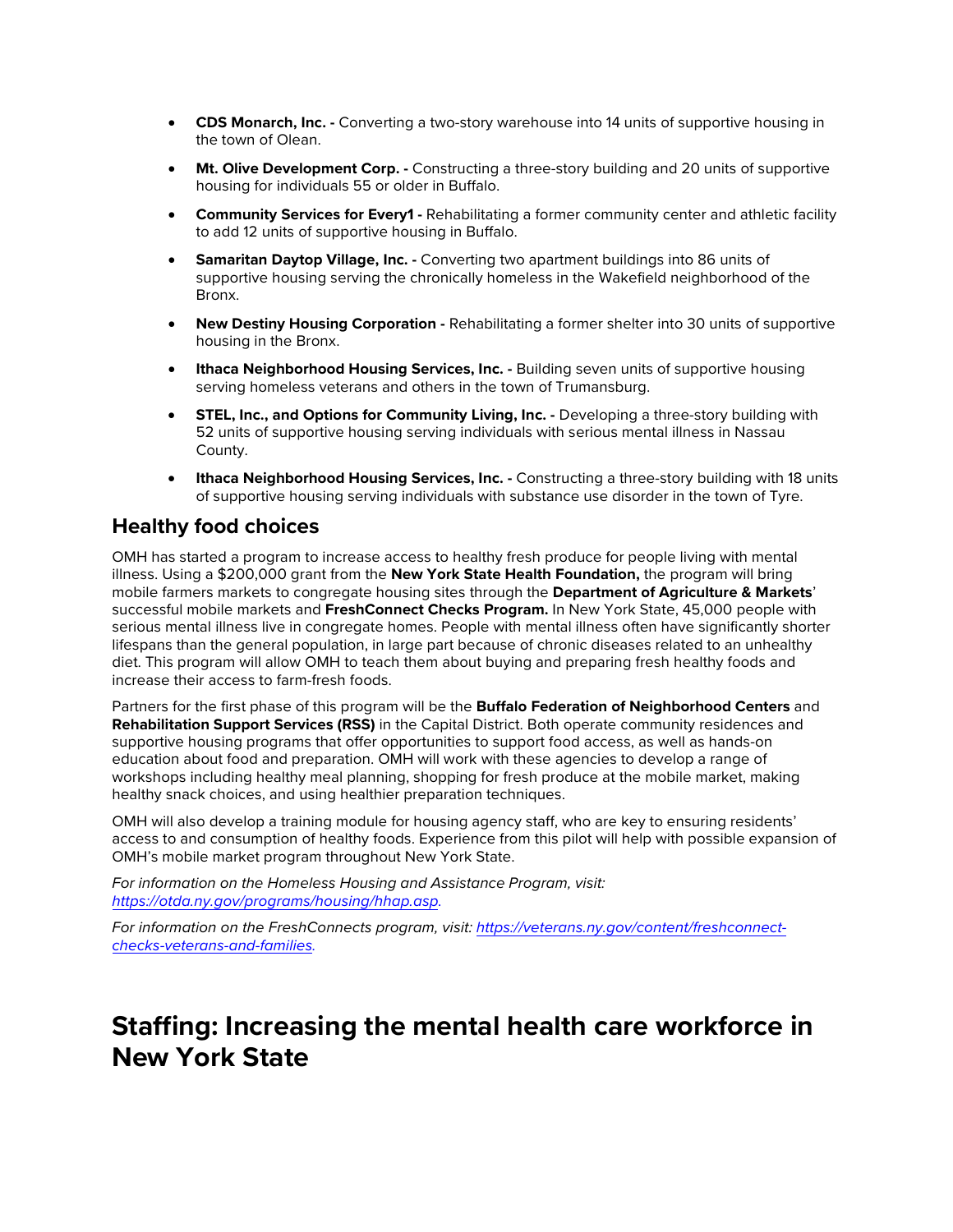- **CDS Monarch, Inc. -** Converting a two-story warehouse into 14 units of supportive housing in the town of Olean.
- **Mt. Olive Development Corp. -** Constructing a three-story building and 20 units of supportive housing for individuals 55 or older in Buffalo.
- **Community Services for Every1 -** Rehabilitating a former community center and athletic facility to add 12 units of supportive housing in Buffalo.
- **Samaritan Daytop Village, Inc. -** Converting two apartment buildings into 86 units of supportive housing serving the chronically homeless in the Wakefield neighborhood of the Bronx.
- **New Destiny Housing Corporation -** Rehabilitating a former shelter into 30 units of supportive housing in the Bronx.
- **Ithaca Neighborhood Housing Services, Inc. -** Building seven units of supportive housing serving homeless veterans and others in the town of Trumansburg.
- **STEL, Inc., and Options for Community Living, Inc. -** Developing a three-story building with 52 units of supportive housing serving individuals with serious mental illness in Nassau County.
- **Ithaca Neighborhood Housing Services, Inc. -** Constructing a three-story building with 18 units of supportive housing serving individuals with substance use disorder in the town of Tyre.

## Healthy food choices

OMH has started a program to increase access to healthy fresh produce for people living with mental illness. Using a $200,000 grant from the **New York State Health Foundation,** the program will bring mobile farmers markets to congregate housing sites through the **Department of Agriculture & Markets**' successful mobile markets and **FreshConnect Checks Program.** In New York State, 45,000 people with serious mental illness live in congregate homes. People with mental illness often have significantly shorter lifespans than the general population, in large part because of chronic diseases related to an unhealthy diet. This program will allow OMH to teach them about buying and preparing fresh healthy foods and increase their access to farm-fresh foods.

Partners for the first phase of this program will be the **Buffalo Federation of Neighborhood Centers** and **Rehabilitation Support Services (RSS)** in the Capital District. Both operate community residences and supportive housing programs that offer opportunities to support food access, as well as hands-on education about food and preparation. OMH will work with these agencies to develop a range of workshops including healthy meal planning, shopping for fresh produce at the mobile market, making healthy snack choices, and using healthier preparation techniques.

OMH will also develop a training module for housing agency staff, who are key to ensuring residents' access to and consumption of healthy foods. Experience from this pilot will help with possible expansion of OMH's mobile market program throughout New York State.

*For information on the Homeless Housing and Assistance Program, visit: [https://otda.ny.gov/programs/housing/hhap.asp](https://otda.ny.gov/programs/housing/hhap.asp).*

*For information on the FreshConnects program, visit: [https://veterans.ny.gov/content/freshconnect-checks-veterans-and-families](https://veterans.ny.gov/content/freshconnect-checks-veterans-and-families).*

# Staffing: Increasing the mental health care workforce in New York State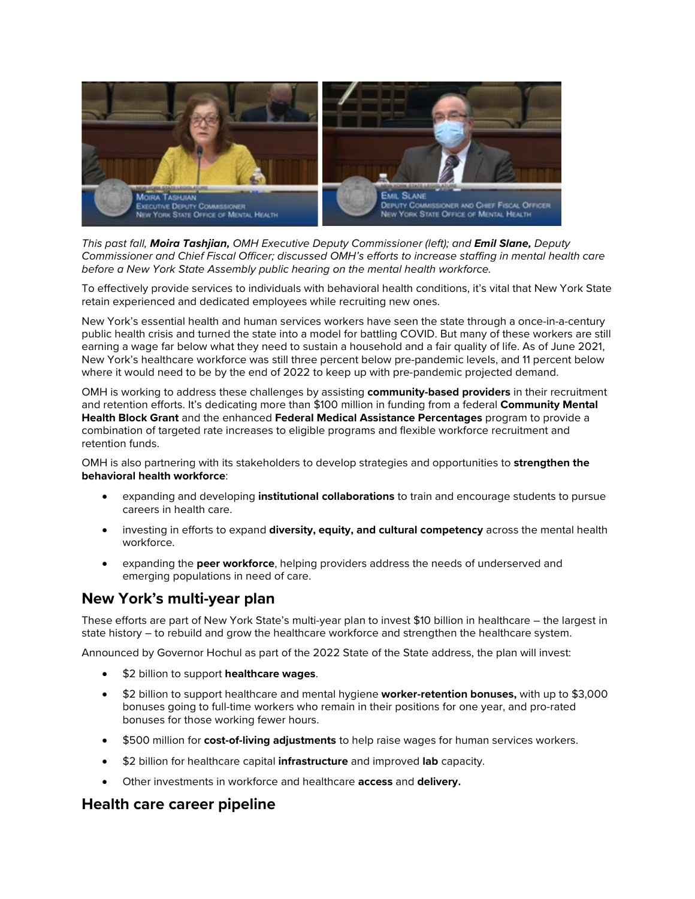*This past fall, **Moira Tashjian,** OMH Executive Deputy Commissioner (left); and **Emil Slane,** Deputy Commissioner and Chief Fiscal Officer; discussed OMH's efforts to increase staffing in mental health care before a New York State Assembly public hearing on the mental health workforce.*

To effectively provide services to individuals with behavioral health conditions, it's vital that New York State retain experienced and dedicated employees while recruiting new ones.

New York's essential health and human services workers have seen the state through a once-in-a-century public health crisis and turned the state into a model for battling COVID. But many of these workers are still earning a wage far below what they need to sustain a household and a fair quality of life. As of June 2021, New York's healthcare workforce was still three percent below pre-pandemic levels, and 11 percent below where it would need to be by the end of 2022 to keep up with pre-pandemic projected demand.

OMH is working to address these challenges by assisting **community-based providers** in their recruitment and retention efforts. It's dedicating more than $100 million in funding from a federal **Community Mental Health Block Grant** and the enhanced **Federal Medical Assistance Percentages** program to provide a combination of targeted rate increases to eligible programs and flexible workforce recruitment and retention funds.

OMH is also partnering with its stakeholders to develop strategies and opportunities to **strengthen the behavioral health workforce**:

- expanding and developing **institutional collaborations** to train and encourage students to pursue careers in health care.
- investing in efforts to expand **diversity, equity, and cultural competency** across the mental health workforce.
- expanding the **peer workforce**, helping providers address the needs of underserved and emerging populations in need of care.

## New York's multi-year plan

These efforts are part of New York State's multi-year plan to invest $10 billion in healthcare – the largest in state history – to rebuild and grow the healthcare workforce and strengthen the healthcare system.

Announced by Governor Hochul as part of the 2022 State of the State address, the plan will invest:

- $2 billion to support **healthcare wages**.
- $2 billion to support healthcare and mental hygiene **worker-retention bonuses,** with up to $3,000 bonuses going to full-time workers who remain in their positions for one year, and pro-rated bonuses for those working fewer hours.
- $500 million for **cost-of-living adjustments** to help raise wages for human services workers.
- $2 billion for healthcare capital **infrastructure** and improved **lab** capacity.
- Other investments in workforce and healthcare **access** and **delivery.**

## Health care career pipeline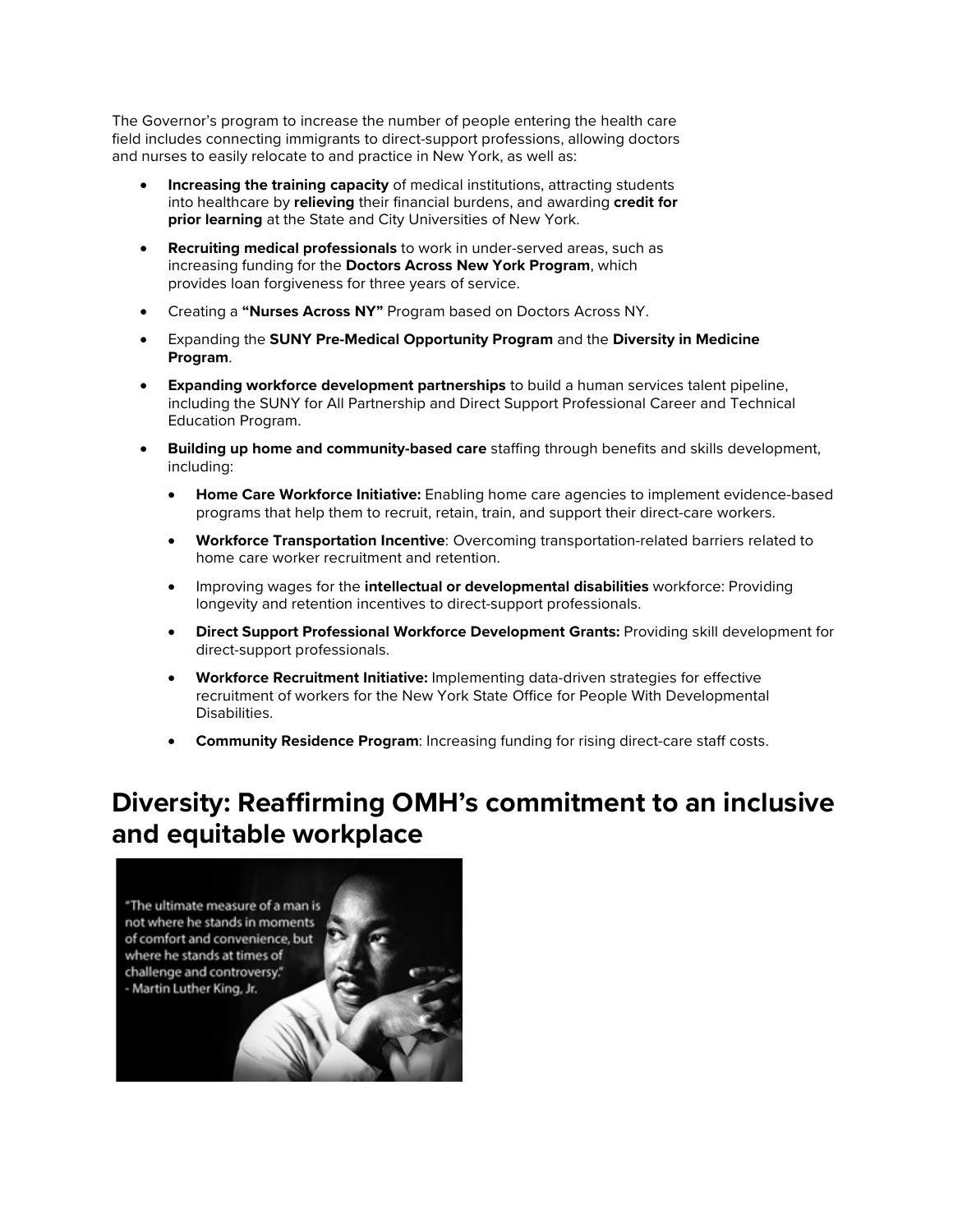The Governor's program to increase the number of people entering the health care field includes connecting immigrants to direct-support professions, allowing doctors and nurses to easily relocate to and practice in New York, as well as:

- **Increasing the training capacity** of medical institutions, attracting students into healthcare by **relieving** their financial burdens, and awarding **credit for prior learning** at the State and City Universities of New York.
- **Recruiting medical professionals** to work in under-served areas, such as increasing funding for the **Doctors Across New York Program**, which provides loan forgiveness for three years of service.
- Creating a **"Nurses Across NY"** Program based on Doctors Across NY.
- Expanding the **SUNY Pre-Medical Opportunity Program** and the **Diversity in Medicine Program**.
- **Expanding workforce development partnerships** to build a human services talent pipeline, including the SUNY for All Partnership and Direct Support Professional Career and Technical Education Program.
- **Building up home and community-based care** staffing through benefits and skills development, including:
  - **Home Care Workforce Initiative:** Enabling home care agencies to implement evidence-based programs that help them to recruit, retain, train, and support their direct-care workers.
  - **Workforce Transportation Incentive**: Overcoming transportation-related barriers related to home care worker recruitment and retention.
  - Improving wages for the **intellectual or developmental disabilities** workforce: Providing longevity and retention incentives to direct-support professionals.
  - **Direct Support Professional Workforce Development Grants:** Providing skill development for direct-support professionals.
  - **Workforce Recruitment Initiative:** Implementing data-driven strategies for effective recruitment of workers for the New York State Office for People With Developmental Disabilities.
  - **Community Residence Program**: Increasing funding for rising direct-care staff costs.

# Diversity: Reaffirming OMH's commitment to an inclusive and equitable workplace

"The ultimate measure of a man is not where he stands in moments of comfort and convenience, but where he stands at times of challenge and controversy."
- Martin Luther King, Jr.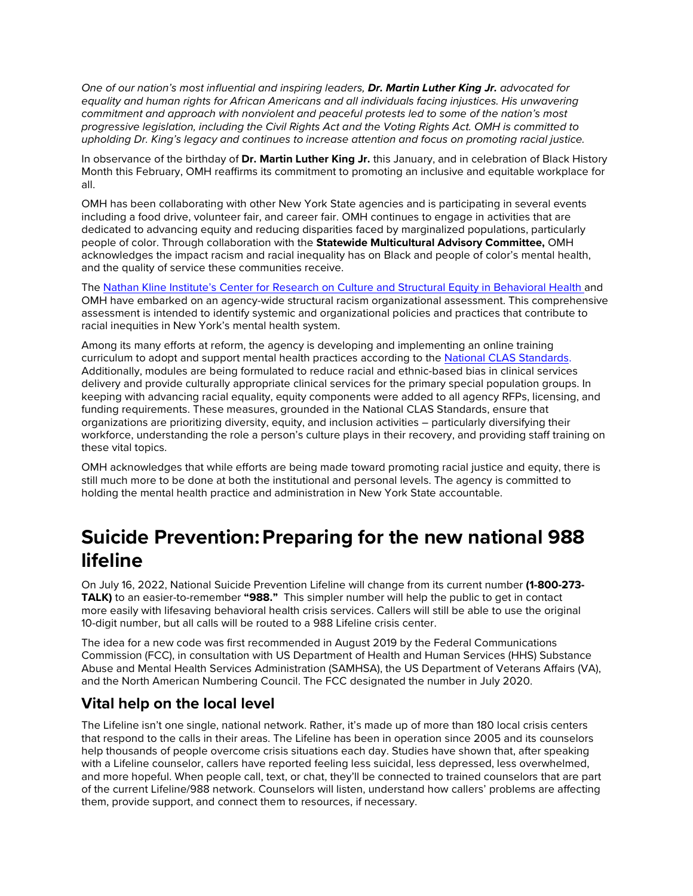*One of our nation's most influential and inspiring leaders, **Dr. Martin Luther King Jr.** advocated for equality and human rights for African Americans and all individuals facing injustices. His unwavering commitment and approach with nonviolent and peaceful protests led to some of the nation's most progressive legislation, including the Civil Rights Act and the Voting Rights Act. OMH is committed to upholding Dr. King's legacy and continues to increase attention and focus on promoting racial justice.*

In observance of the birthday of **Dr. Martin Luther King Jr.** this January, and in celebration of Black History Month this February, OMH reaffirms its commitment to promoting an inclusive and equitable workplace for all.

OMH has been collaborating with other New York State agencies and is participating in several events including a food drive, volunteer fair, and career fair. OMH continues to engage in activities that are dedicated to advancing equity and reducing disparities faced by marginalized populations, particularly people of color. Through collaboration with the **Statewide Multicultural Advisory Committee,** OMH acknowledges the impact racism and racial inequality has on Black and people of color's mental health, and the quality of service these communities receive.

The [Nathan Kline Institute's Center for Research on Culture and Structural Equity in Behavioral Health](#) and OMH have embarked on an agency-wide structural racism organizational assessment. This comprehensive assessment is intended to identify systemic and organizational policies and practices that contribute to racial inequities in New York's mental health system.

Among its many efforts at reform, the agency is developing and implementing an online training curriculum to adopt and support mental health practices according to the [National CLAS Standards.](#) Additionally, modules are being formulated to reduce racial and ethnic-based bias in clinical services delivery and provide culturally appropriate clinical services for the primary special population groups. In keeping with advancing racial equality, equity components were added to all agency RFPs, licensing, and funding requirements. These measures, grounded in the National CLAS Standards, ensure that organizations are prioritizing diversity, equity, and inclusion activities – particularly diversifying their workforce, understanding the role a person's culture plays in their recovery, and providing staff training on these vital topics.

OMH acknowledges that while efforts are being made toward promoting racial justice and equity, there is still much more to be done at both the institutional and personal levels. The agency is committed to holding the mental health practice and administration in New York State accountable.

# Suicide Prevention: Preparing for the new national 988 lifeline

On July 16, 2022, National Suicide Prevention Lifeline will change from its current number **(1-800-273-TALK)** to an easier-to-remember **"988."** This simpler number will help the public to get in contact more easily with lifesaving behavioral health crisis services. Callers will still be able to use the original 10-digit number, but all calls will be routed to a 988 Lifeline crisis center.

The idea for a new code was first recommended in August 2019 by the Federal Communications Commission (FCC), in consultation with US Department of Health and Human Services (HHS) Substance Abuse and Mental Health Services Administration (SAMHSA), the US Department of Veterans Affairs (VA), and the North American Numbering Council. The FCC designated the number in July 2020.

## Vital help on the local level

The Lifeline isn't one single, national network. Rather, it's made up of more than 180 local crisis centers that respond to the calls in their areas. The Lifeline has been in operation since 2005 and its counselors help thousands of people overcome crisis situations each day. Studies have shown that, after speaking with a Lifeline counselor, callers have reported feeling less suicidal, less depressed, less overwhelmed, and more hopeful. When people call, text, or chat, they'll be connected to trained counselors that are part of the current Lifeline/988 network. Counselors will listen, understand how callers' problems are affecting them, provide support, and connect them to resources, if necessary.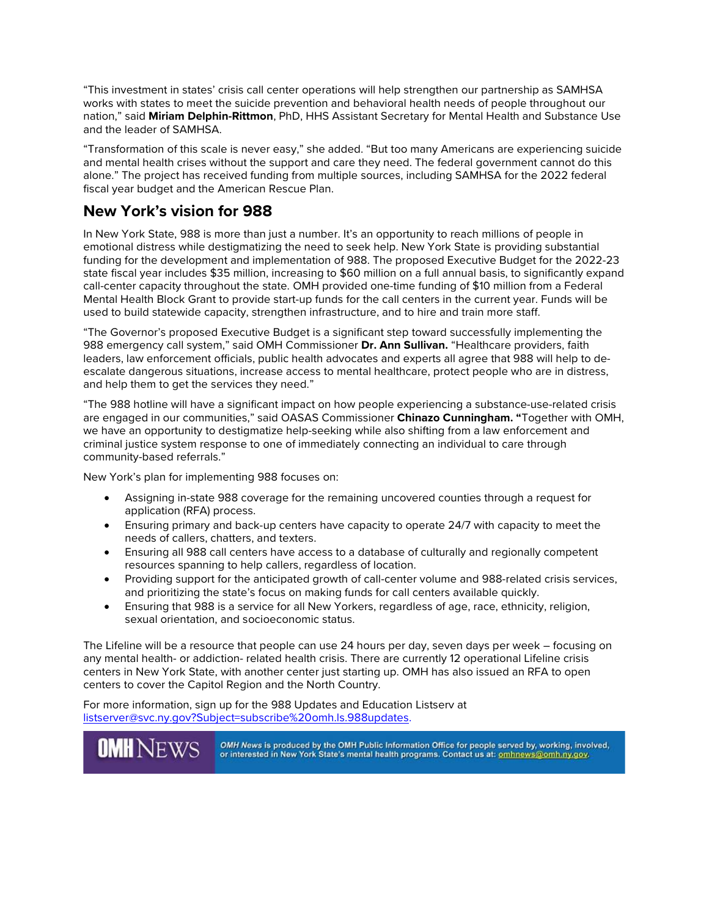"This investment in states' crisis call center operations will help strengthen our partnership as SAMHSA works with states to meet the suicide prevention and behavioral health needs of people throughout our nation," said **Miriam Delphin-Rittmon**, PhD, HHS Assistant Secretary for Mental Health and Substance Use and the leader of SAMHSA.

"Transformation of this scale is never easy," she added. "But too many Americans are experiencing suicide and mental health crises without the support and care they need. The federal government cannot do this alone." The project has received funding from multiple sources, including SAMHSA for the 2022 federal fiscal year budget and the American Rescue Plan.

## New York's vision for 988

In New York State, 988 is more than just a number. It's an opportunity to reach millions of people in emotional distress while destigmatizing the need to seek help. New York State is providing substantial funding for the development and implementation of 988. The proposed Executive Budget for the 2022-23 state fiscal year includes $35 million, increasing to $60 million on a full annual basis, to significantly expand call-center capacity throughout the state. OMH provided one-time funding of $10 million from a Federal Mental Health Block Grant to provide start-up funds for the call centers in the current year. Funds will be used to build statewide capacity, strengthen infrastructure, and to hire and train more staff.

"The Governor's proposed Executive Budget is a significant step toward successfully implementing the 988 emergency call system," said OMH Commissioner **Dr. Ann Sullivan.** "Healthcare providers, faith leaders, law enforcement officials, public health advocates and experts all agree that 988 will help to de-escalate dangerous situations, increase access to mental healthcare, protect people who are in distress, and help them to get the services they need."

"The 988 hotline will have a significant impact on how people experiencing a substance-use-related crisis are engaged in our communities," said OASAS Commissioner **Chinazo Cunningham. "**Together with OMH, we have an opportunity to destigmatize help-seeking while also shifting from a law enforcement and criminal justice system response to one of immediately connecting an individual to care through community-based referrals."

New York's plan for implementing 988 focuses on:

- Assigning in-state 988 coverage for the remaining uncovered counties through a request for application (RFA) process.
- Ensuring primary and back-up centers have capacity to operate 24/7 with capacity to meet the needs of callers, chatters, and texters.
- Ensuring all 988 call centers have access to a database of culturally and regionally competent resources spanning to help callers, regardless of location.
- Providing support for the anticipated growth of call-center volume and 988-related crisis services, and prioritizing the state's focus on making funds for call centers available quickly.
- Ensuring that 988 is a service for all New Yorkers, regardless of age, race, ethnicity, religion, sexual orientation, and socioeconomic status.

The Lifeline will be a resource that people can use 24 hours per day, seven days per week – focusing on any mental health- or addiction- related health crisis. There are currently 12 operational Lifeline crisis centers in New York State, with another center just starting up. OMH has also issued an RFA to open centers to cover the Capitol Region and the North Country.

For more information, sign up for the 988 Updates and Education Listserv at [listserver@svc.ny.gov?Subject=subscribe%20omh.ls.988updates](mailto:listserver@svc.ny.gov?Subject=subscribe%20omh.ls.988updates).

**OMH NEWS** — *OMH News* is produced by the OMH Public Information Office for people served by, working, involved, or interested in New York State's mental health programs. Contact us at: omhnews@omh.ny.gov.